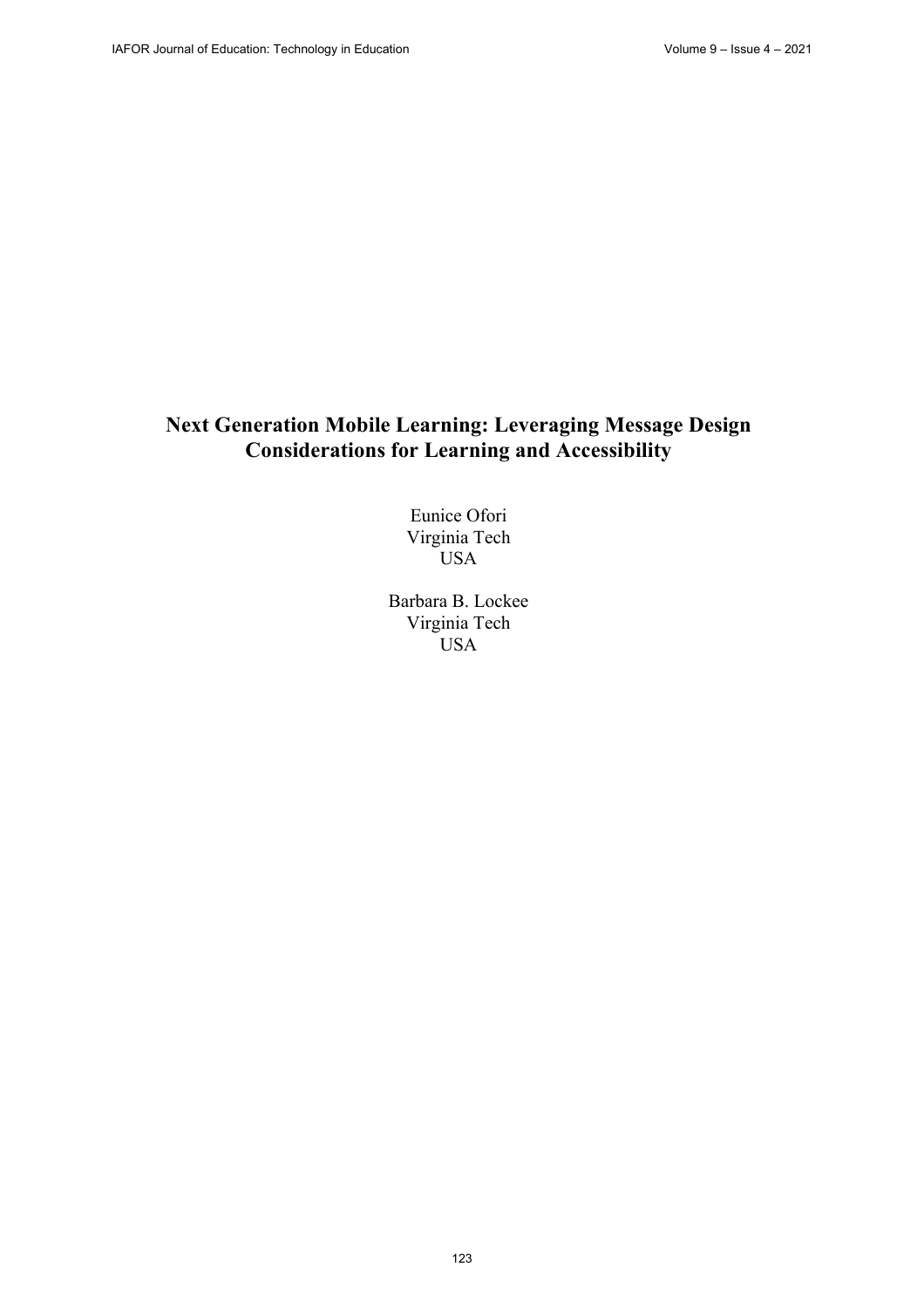# Next Generation Mobile Learning: Leveraging Message Design Considerations for Learning and Accessibility

Eunice Ofori
Virginia Tech
USA

Barbara B. Lockee
Virginia Tech
USA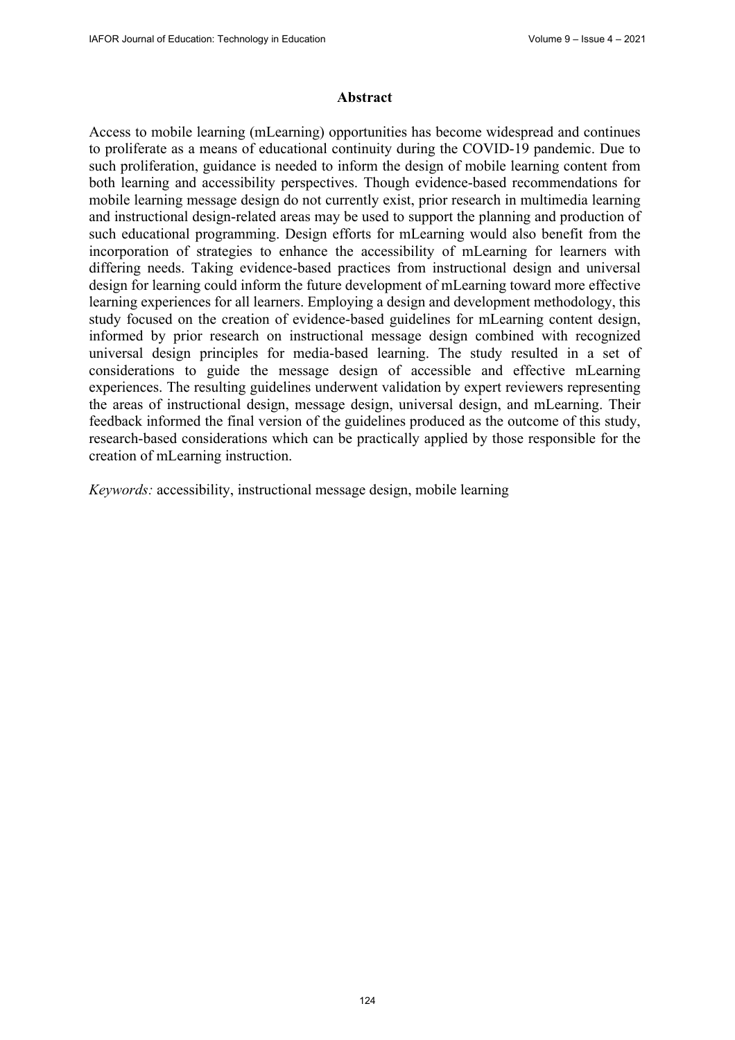## Abstract

Access to mobile learning (mLearning) opportunities has become widespread and continues to proliferate as a means of educational continuity during the COVID-19 pandemic. Due to such proliferation, guidance is needed to inform the design of mobile learning content from both learning and accessibility perspectives. Though evidence-based recommendations for mobile learning message design do not currently exist, prior research in multimedia learning and instructional design-related areas may be used to support the planning and production of such educational programming. Design efforts for mLearning would also benefit from the incorporation of strategies to enhance the accessibility of mLearning for learners with differing needs. Taking evidence-based practices from instructional design and universal design for learning could inform the future development of mLearning toward more effective learning experiences for all learners. Employing a design and development methodology, this study focused on the creation of evidence-based guidelines for mLearning content design, informed by prior research on instructional message design combined with recognized universal design principles for media-based learning. The study resulted in a set of considerations to guide the message design of accessible and effective mLearning experiences. The resulting guidelines underwent validation by expert reviewers representing the areas of instructional design, message design, universal design, and mLearning. Their feedback informed the final version of the guidelines produced as the outcome of this study, research-based considerations which can be practically applied by those responsible for the creation of mLearning instruction.

*Keywords:* accessibility, instructional message design, mobile learning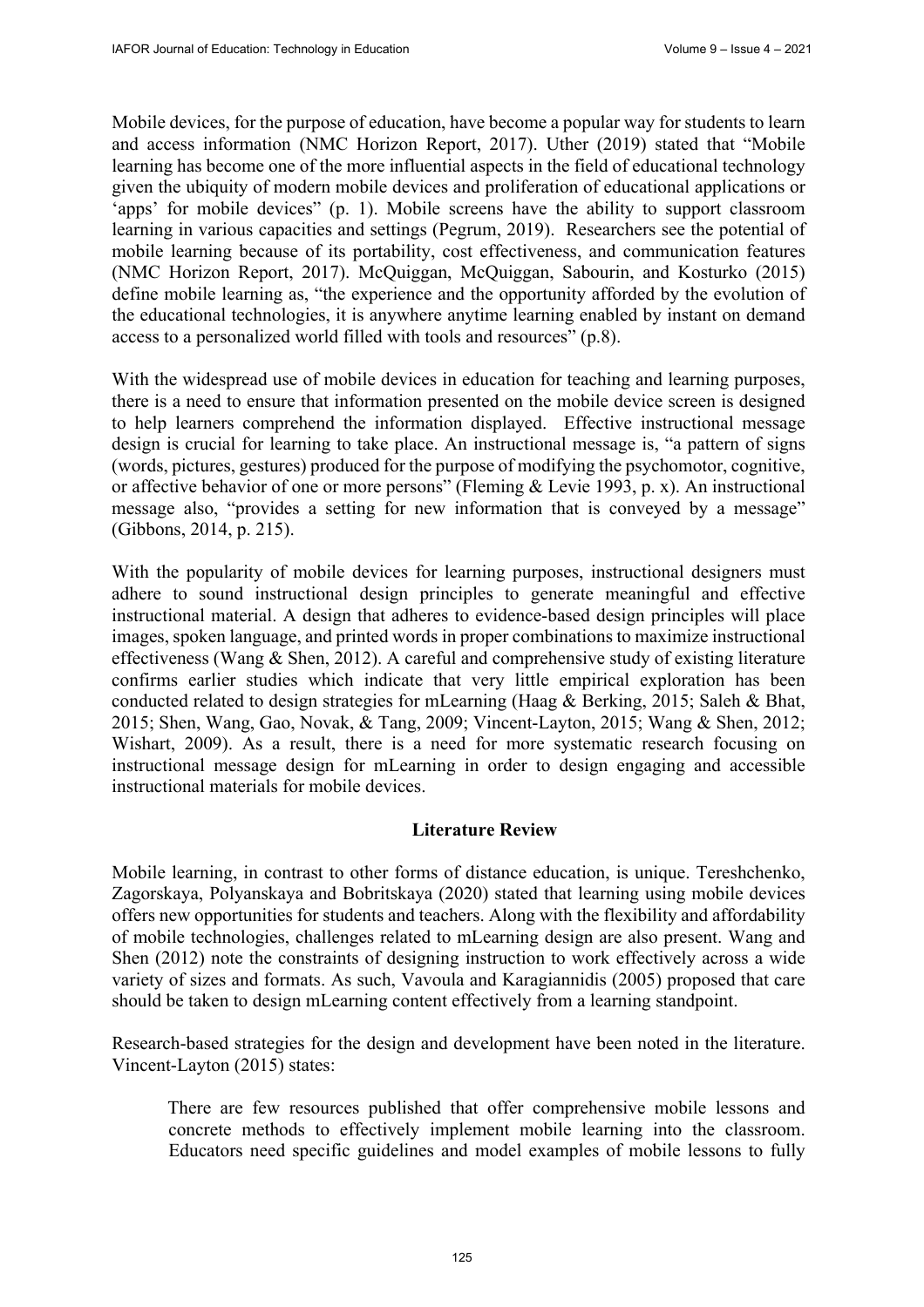Mobile devices, for the purpose of education, have become a popular way for students to learn and access information (NMC Horizon Report, 2017). Uther (2019) stated that "Mobile learning has become one of the more influential aspects in the field of educational technology given the ubiquity of modern mobile devices and proliferation of educational applications or 'apps' for mobile devices" (p. 1). Mobile screens have the ability to support classroom learning in various capacities and settings (Pegrum, 2019). Researchers see the potential of mobile learning because of its portability, cost effectiveness, and communication features (NMC Horizon Report, 2017). McQuiggan, McQuiggan, Sabourin, and Kosturko (2015) define mobile learning as, "the experience and the opportunity afforded by the evolution of the educational technologies, it is anywhere anytime learning enabled by instant on demand access to a personalized world filled with tools and resources" (p.8).

With the widespread use of mobile devices in education for teaching and learning purposes, there is a need to ensure that information presented on the mobile device screen is designed to help learners comprehend the information displayed. Effective instructional message design is crucial for learning to take place. An instructional message is, "a pattern of signs (words, pictures, gestures) produced for the purpose of modifying the psychomotor, cognitive, or affective behavior of one or more persons" (Fleming & Levie 1993, p. x). An instructional message also, "provides a setting for new information that is conveyed by a message" (Gibbons, 2014, p. 215).

With the popularity of mobile devices for learning purposes, instructional designers must adhere to sound instructional design principles to generate meaningful and effective instructional material. A design that adheres to evidence-based design principles will place images, spoken language, and printed words in proper combinations to maximize instructional effectiveness (Wang & Shen, 2012). A careful and comprehensive study of existing literature confirms earlier studies which indicate that very little empirical exploration has been conducted related to design strategies for mLearning (Haag & Berking, 2015; Saleh & Bhat, 2015; Shen, Wang, Gao, Novak, & Tang, 2009; Vincent-Layton, 2015; Wang & Shen, 2012; Wishart, 2009). As a result, there is a need for more systematic research focusing on instructional message design for mLearning in order to design engaging and accessible instructional materials for mobile devices.

## Literature Review

Mobile learning, in contrast to other forms of distance education, is unique. Tereshchenko, Zagorskaya, Polyanskaya and Bobritskaya (2020) stated that learning using mobile devices offers new opportunities for students and teachers. Along with the flexibility and affordability of mobile technologies, challenges related to mLearning design are also present. Wang and Shen (2012) note the constraints of designing instruction to work effectively across a wide variety of sizes and formats. As such, Vavoula and Karagiannidis (2005) proposed that care should be taken to design mLearning content effectively from a learning standpoint.

Research-based strategies for the design and development have been noted in the literature. Vincent-Layton (2015) states:

> There are few resources published that offer comprehensive mobile lessons and concrete methods to effectively implement mobile learning into the classroom. Educators need specific guidelines and model examples of mobile lessons to fully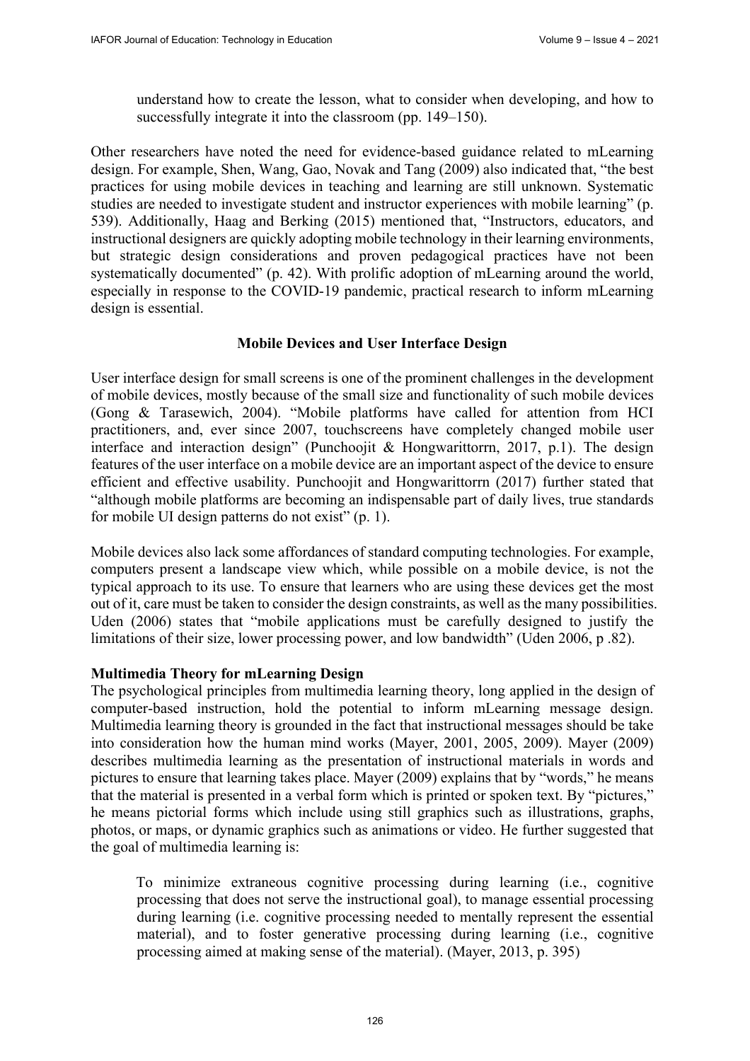understand how to create the lesson, what to consider when developing, and how to successfully integrate it into the classroom (pp. 149–150).

Other researchers have noted the need for evidence-based guidance related to mLearning design. For example, Shen, Wang, Gao, Novak and Tang (2009) also indicated that, "the best practices for using mobile devices in teaching and learning are still unknown. Systematic studies are needed to investigate student and instructor experiences with mobile learning" (p. 539). Additionally, Haag and Berking (2015) mentioned that, "Instructors, educators, and instructional designers are quickly adopting mobile technology in their learning environments, but strategic design considerations and proven pedagogical practices have not been systematically documented" (p. 42). With prolific adoption of mLearning around the world, especially in response to the COVID-19 pandemic, practical research to inform mLearning design is essential.

## Mobile Devices and User Interface Design

User interface design for small screens is one of the prominent challenges in the development of mobile devices, mostly because of the small size and functionality of such mobile devices (Gong & Tarasewich, 2004). "Mobile platforms have called for attention from HCI practitioners, and, ever since 2007, touchscreens have completely changed mobile user interface and interaction design" (Punchoojit & Hongwarittorrn, 2017, p.1). The design features of the user interface on a mobile device are an important aspect of the device to ensure efficient and effective usability. Punchoojit and Hongwarittorrn (2017) further stated that "although mobile platforms are becoming an indispensable part of daily lives, true standards for mobile UI design patterns do not exist" (p. 1).

Mobile devices also lack some affordances of standard computing technologies. For example, computers present a landscape view which, while possible on a mobile device, is not the typical approach to its use. To ensure that learners who are using these devices get the most out of it, care must be taken to consider the design constraints, as well as the many possibilities. Uden (2006) states that "mobile applications must be carefully designed to justify the limitations of their size, lower processing power, and low bandwidth" (Uden 2006, p .82).

### Multimedia Theory for mLearning Design

The psychological principles from multimedia learning theory, long applied in the design of computer-based instruction, hold the potential to inform mLearning message design. Multimedia learning theory is grounded in the fact that instructional messages should be take into consideration how the human mind works (Mayer, 2001, 2005, 2009). Mayer (2009) describes multimedia learning as the presentation of instructional materials in words and pictures to ensure that learning takes place. Mayer (2009) explains that by "words," he means that the material is presented in a verbal form which is printed or spoken text. By "pictures," he means pictorial forms which include using still graphics such as illustrations, graphs, photos, or maps, or dynamic graphics such as animations or video. He further suggested that the goal of multimedia learning is:

> To minimize extraneous cognitive processing during learning (i.e., cognitive processing that does not serve the instructional goal), to manage essential processing during learning (i.e. cognitive processing needed to mentally represent the essential material), and to foster generative processing during learning (i.e., cognitive processing aimed at making sense of the material). (Mayer, 2013, p. 395)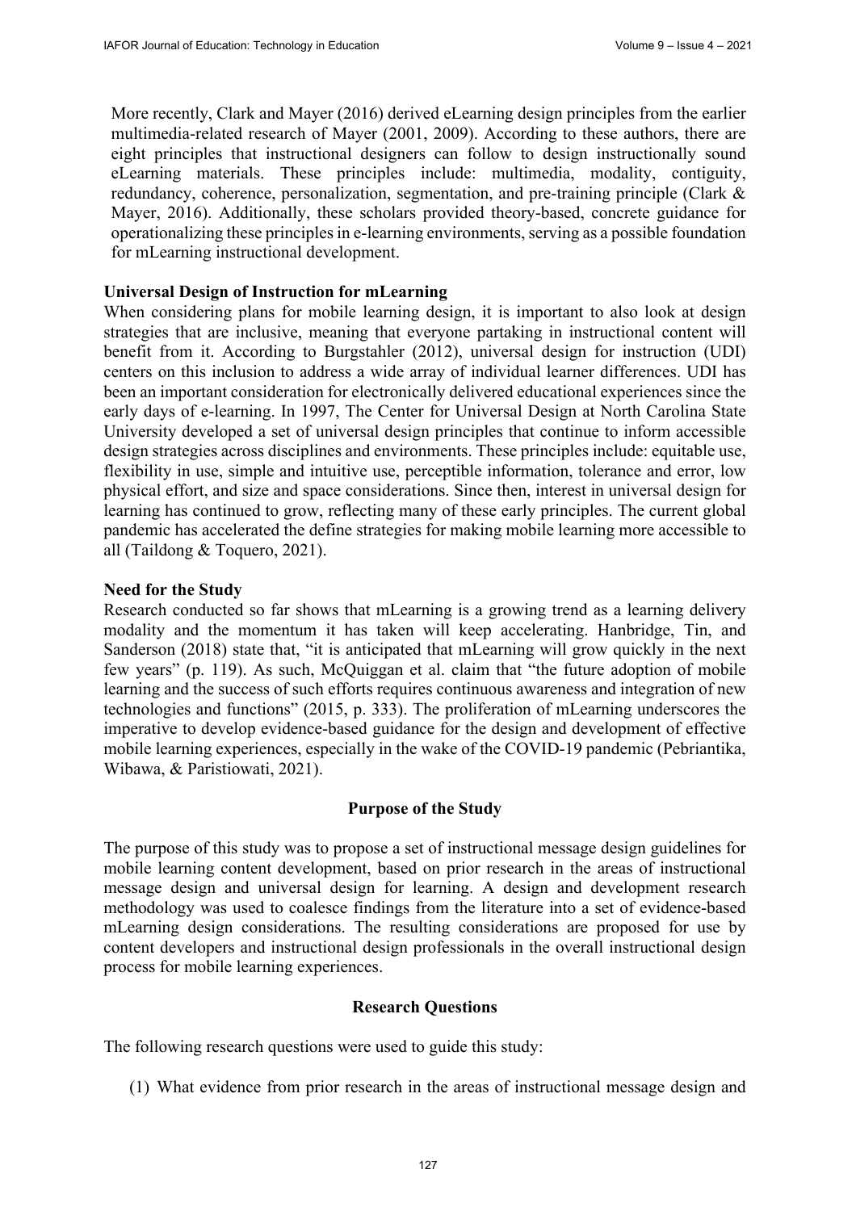More recently, Clark and Mayer (2016) derived eLearning design principles from the earlier multimedia-related research of Mayer (2001, 2009). According to these authors, there are eight principles that instructional designers can follow to design instructionally sound eLearning materials. These principles include: multimedia, modality, contiguity, redundancy, coherence, personalization, segmentation, and pre-training principle (Clark & Mayer, 2016). Additionally, these scholars provided theory-based, concrete guidance for operationalizing these principles in e-learning environments, serving as a possible foundation for mLearning instructional development.

**Universal Design of Instruction for mLearning**

When considering plans for mobile learning design, it is important to also look at design strategies that are inclusive, meaning that everyone partaking in instructional content will benefit from it. According to Burgstahler (2012), universal design for instruction (UDI) centers on this inclusion to address a wide array of individual learner differences. UDI has been an important consideration for electronically delivered educational experiences since the early days of e-learning. In 1997, The Center for Universal Design at North Carolina State University developed a set of universal design principles that continue to inform accessible design strategies across disciplines and environments. These principles include: equitable use, flexibility in use, simple and intuitive use, perceptible information, tolerance and error, low physical effort, and size and space considerations. Since then, interest in universal design for learning has continued to grow, reflecting many of these early principles. The current global pandemic has accelerated the define strategies for making mobile learning more accessible to all (Taildong & Toquero, 2021).

**Need for the Study**

Research conducted so far shows that mLearning is a growing trend as a learning delivery modality and the momentum it has taken will keep accelerating. Hanbridge, Tin, and Sanderson (2018) state that, "it is anticipated that mLearning will grow quickly in the next few years" (p. 119). As such, McQuiggan et al. claim that "the future adoption of mobile learning and the success of such efforts requires continuous awareness and integration of new technologies and functions" (2015, p. 333). The proliferation of mLearning underscores the imperative to develop evidence-based guidance for the design and development of effective mobile learning experiences, especially in the wake of the COVID-19 pandemic (Pebriantika, Wibawa, & Paristiowati, 2021).

## Purpose of the Study

The purpose of this study was to propose a set of instructional message design guidelines for mobile learning content development, based on prior research in the areas of instructional message design and universal design for learning. A design and development research methodology was used to coalesce findings from the literature into a set of evidence-based mLearning design considerations. The resulting considerations are proposed for use by content developers and instructional design professionals in the overall instructional design process for mobile learning experiences.

## Research Questions

The following research questions were used to guide this study:

(1) What evidence from prior research in the areas of instructional message design and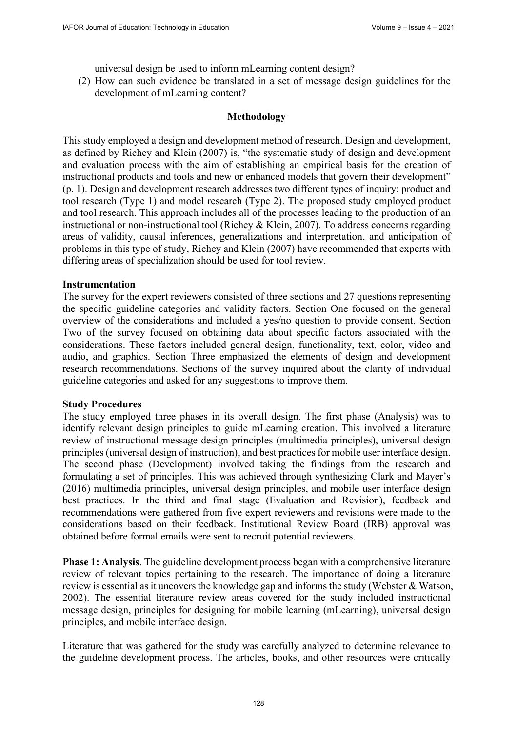universal design be used to inform mLearning content design?

(2) How can such evidence be translated in a set of message design guidelines for the development of mLearning content?

## Methodology

This study employed a design and development method of research. Design and development, as defined by Richey and Klein (2007) is, "the systematic study of design and development and evaluation process with the aim of establishing an empirical basis for the creation of instructional products and tools and new or enhanced models that govern their development" (p. 1). Design and development research addresses two different types of inquiry: product and tool research (Type 1) and model research (Type 2). The proposed study employed product and tool research. This approach includes all of the processes leading to the production of an instructional or non-instructional tool (Richey & Klein, 2007). To address concerns regarding areas of validity, causal inferences, generalizations and interpretation, and anticipation of problems in this type of study, Richey and Klein (2007) have recommended that experts with differing areas of specialization should be used for tool review.

### Instrumentation

The survey for the expert reviewers consisted of three sections and 27 questions representing the specific guideline categories and validity factors. Section One focused on the general overview of the considerations and included a yes/no question to provide consent. Section Two of the survey focused on obtaining data about specific factors associated with the considerations. These factors included general design, functionality, text, color, video and audio, and graphics. Section Three emphasized the elements of design and development research recommendations. Sections of the survey inquired about the clarity of individual guideline categories and asked for any suggestions to improve them.

### Study Procedures

The study employed three phases in its overall design. The first phase (Analysis) was to identify relevant design principles to guide mLearning creation. This involved a literature review of instructional message design principles (multimedia principles), universal design principles (universal design of instruction), and best practices for mobile user interface design. The second phase (Development) involved taking the findings from the research and formulating a set of principles. This was achieved through synthesizing Clark and Mayer's (2016) multimedia principles, universal design principles, and mobile user interface design best practices. In the third and final stage (Evaluation and Revision), feedback and recommendations were gathered from five expert reviewers and revisions were made to the considerations based on their feedback. Institutional Review Board (IRB) approval was obtained before formal emails were sent to recruit potential reviewers.

**Phase 1: Analysis**. The guideline development process began with a comprehensive literature review of relevant topics pertaining to the research. The importance of doing a literature review is essential as it uncovers the knowledge gap and informs the study (Webster & Watson, 2002). The essential literature review areas covered for the study included instructional message design, principles for designing for mobile learning (mLearning), universal design principles, and mobile interface design.

Literature that was gathered for the study was carefully analyzed to determine relevance to the guideline development process. The articles, books, and other resources were critically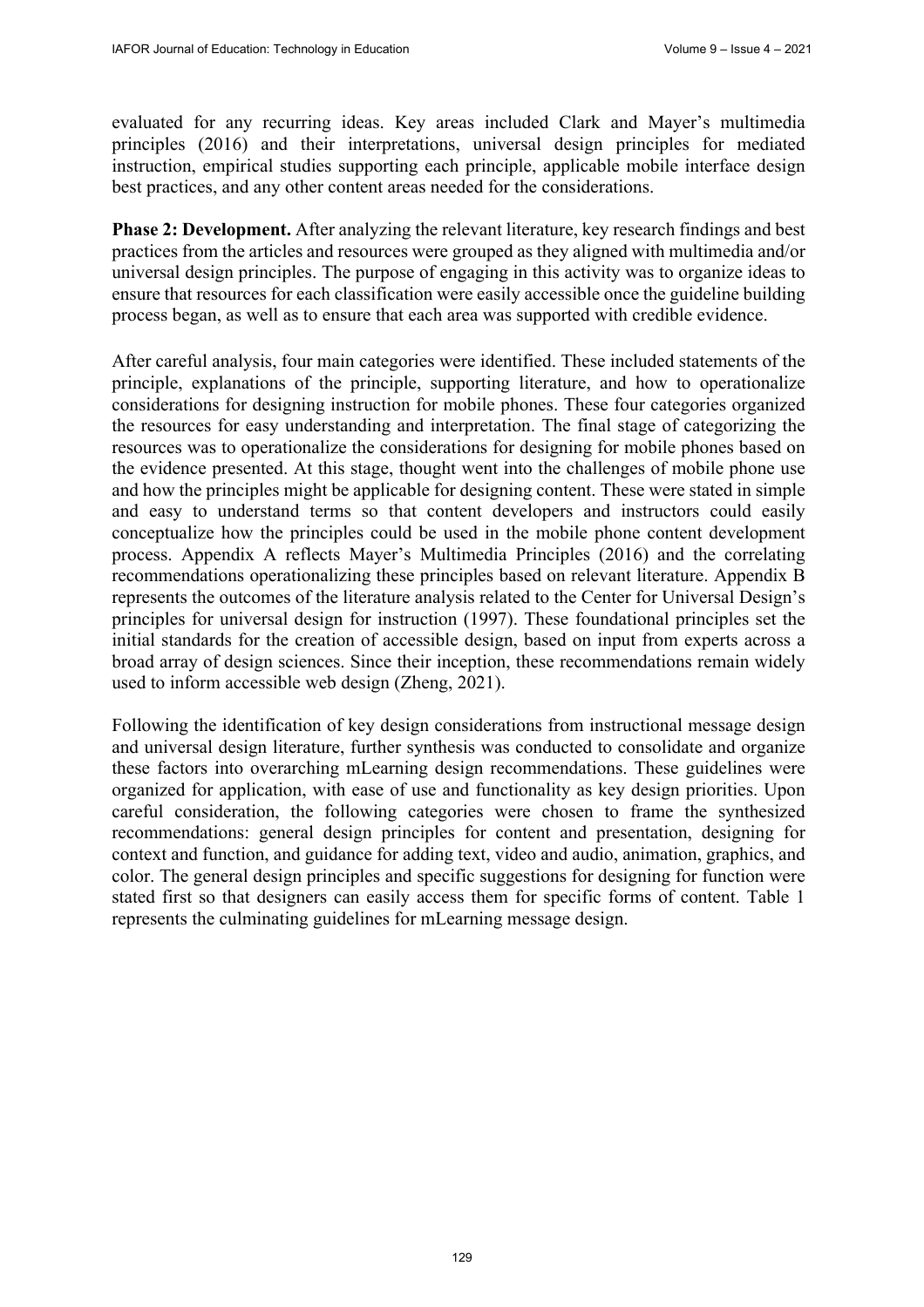evaluated for any recurring ideas. Key areas included Clark and Mayer's multimedia principles (2016) and their interpretations, universal design principles for mediated instruction, empirical studies supporting each principle, applicable mobile interface design best practices, and any other content areas needed for the considerations.

**Phase 2: Development.** After analyzing the relevant literature, key research findings and best practices from the articles and resources were grouped as they aligned with multimedia and/or universal design principles. The purpose of engaging in this activity was to organize ideas to ensure that resources for each classification were easily accessible once the guideline building process began, as well as to ensure that each area was supported with credible evidence.

After careful analysis, four main categories were identified. These included statements of the principle, explanations of the principle, supporting literature, and how to operationalize considerations for designing instruction for mobile phones. These four categories organized the resources for easy understanding and interpretation. The final stage of categorizing the resources was to operationalize the considerations for designing for mobile phones based on the evidence presented. At this stage, thought went into the challenges of mobile phone use and how the principles might be applicable for designing content. These were stated in simple and easy to understand terms so that content developers and instructors could easily conceptualize how the principles could be used in the mobile phone content development process. Appendix A reflects Mayer's Multimedia Principles (2016) and the correlating recommendations operationalizing these principles based on relevant literature. Appendix B represents the outcomes of the literature analysis related to the Center for Universal Design's principles for universal design for instruction (1997). These foundational principles set the initial standards for the creation of accessible design, based on input from experts across a broad array of design sciences. Since their inception, these recommendations remain widely used to inform accessible web design (Zheng, 2021).

Following the identification of key design considerations from instructional message design and universal design literature, further synthesis was conducted to consolidate and organize these factors into overarching mLearning design recommendations. These guidelines were organized for application, with ease of use and functionality as key design priorities. Upon careful consideration, the following categories were chosen to frame the synthesized recommendations: general design principles for content and presentation, designing for context and function, and guidance for adding text, video and audio, animation, graphics, and color. The general design principles and specific suggestions for designing for function were stated first so that designers can easily access them for specific forms of content. Table 1 represents the culminating guidelines for mLearning message design.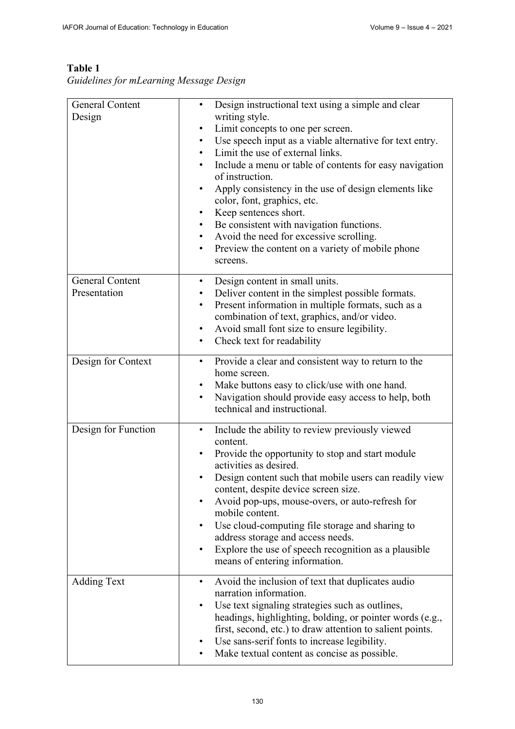**Table 1**
*Guidelines for mLearning Message Design*

| | |
|---|---|
| General Content Design | • Design instructional text using a simple and clear writing style.<br>• Limit concepts to one per screen.<br>• Use speech input as a viable alternative for text entry.<br>• Limit the use of external links.<br>• Include a menu or table of contents for easy navigation of instruction.<br>• Apply consistency in the use of design elements like color, font, graphics, etc.<br>• Keep sentences short.<br>• Be consistent with navigation functions.<br>• Avoid the need for excessive scrolling.<br>• Preview the content on a variety of mobile phone screens. |
| General Content Presentation | • Design content in small units.<br>• Deliver content in the simplest possible formats.<br>• Present information in multiple formats, such as a combination of text, graphics, and/or video.<br>• Avoid small font size to ensure legibility.<br>• Check text for readability |
| Design for Context | • Provide a clear and consistent way to return to the home screen.<br>• Make buttons easy to click/use with one hand.<br>• Navigation should provide easy access to help, both technical and instructional. |
| Design for Function | • Include the ability to review previously viewed content.<br>• Provide the opportunity to stop and start module activities as desired.<br>• Design content such that mobile users can readily view content, despite device screen size.<br>• Avoid pop-ups, mouse-overs, or auto-refresh for mobile content.<br>• Use cloud-computing file storage and sharing to address storage and access needs.<br>• Explore the use of speech recognition as a plausible means of entering information. |
| Adding Text | • Avoid the inclusion of text that duplicates audio narration information.<br>• Use text signaling strategies such as outlines, headings, highlighting, bolding, or pointer words (e.g., first, second, etc.) to draw attention to salient points.<br>• Use sans-serif fonts to increase legibility.<br>• Make textual content as concise as possible. |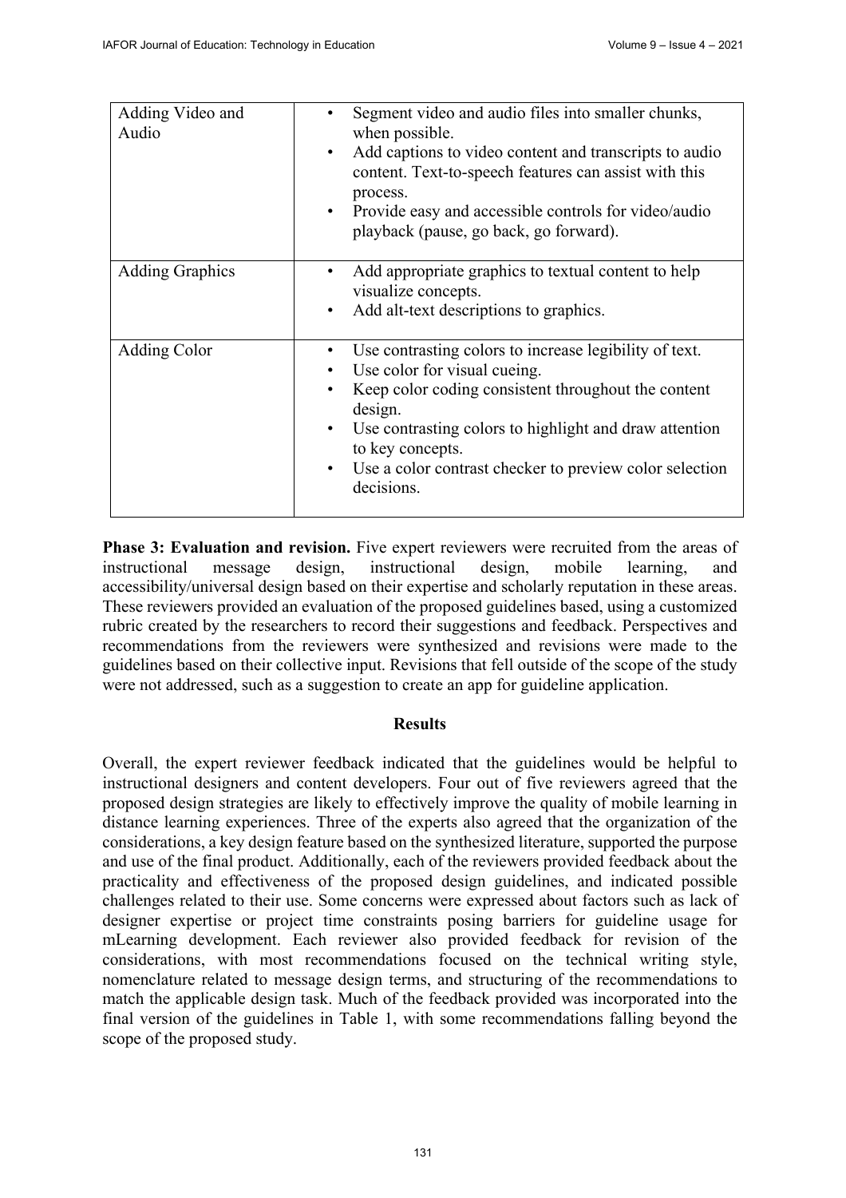| | |
|---|---|
| Adding Video and Audio | • Segment video and audio files into smaller chunks, when possible.<br>• Add captions to video content and transcripts to audio content. Text-to-speech features can assist with this process.<br>• Provide easy and accessible controls for video/audio playback (pause, go back, go forward). |
| Adding Graphics | • Add appropriate graphics to textual content to help visualize concepts.<br>• Add alt-text descriptions to graphics. |
| Adding Color | • Use contrasting colors to increase legibility of text.<br>• Use color for visual cueing.<br>• Keep color coding consistent throughout the content design.<br>• Use contrasting colors to highlight and draw attention to key concepts.<br>• Use a color contrast checker to preview color selection decisions. |

**Phase 3: Evaluation and revision.** Five expert reviewers were recruited from the areas of instructional message design, instructional design, mobile learning, and accessibility/universal design based on their expertise and scholarly reputation in these areas. These reviewers provided an evaluation of the proposed guidelines based, using a customized rubric created by the researchers to record their suggestions and feedback. Perspectives and recommendations from the reviewers were synthesized and revisions were made to the guidelines based on their collective input. Revisions that fell outside of the scope of the study were not addressed, such as a suggestion to create an app for guideline application.

## Results

Overall, the expert reviewer feedback indicated that the guidelines would be helpful to instructional designers and content developers. Four out of five reviewers agreed that the proposed design strategies are likely to effectively improve the quality of mobile learning in distance learning experiences. Three of the experts also agreed that the organization of the considerations, a key design feature based on the synthesized literature, supported the purpose and use of the final product. Additionally, each of the reviewers provided feedback about the practicality and effectiveness of the proposed design guidelines, and indicated possible challenges related to their use. Some concerns were expressed about factors such as lack of designer expertise or project time constraints posing barriers for guideline usage for mLearning development. Each reviewer also provided feedback for revision of the considerations, with most recommendations focused on the technical writing style, nomenclature related to message design terms, and structuring of the recommendations to match the applicable design task. Much of the feedback provided was incorporated into the final version of the guidelines in Table 1, with some recommendations falling beyond the scope of the proposed study.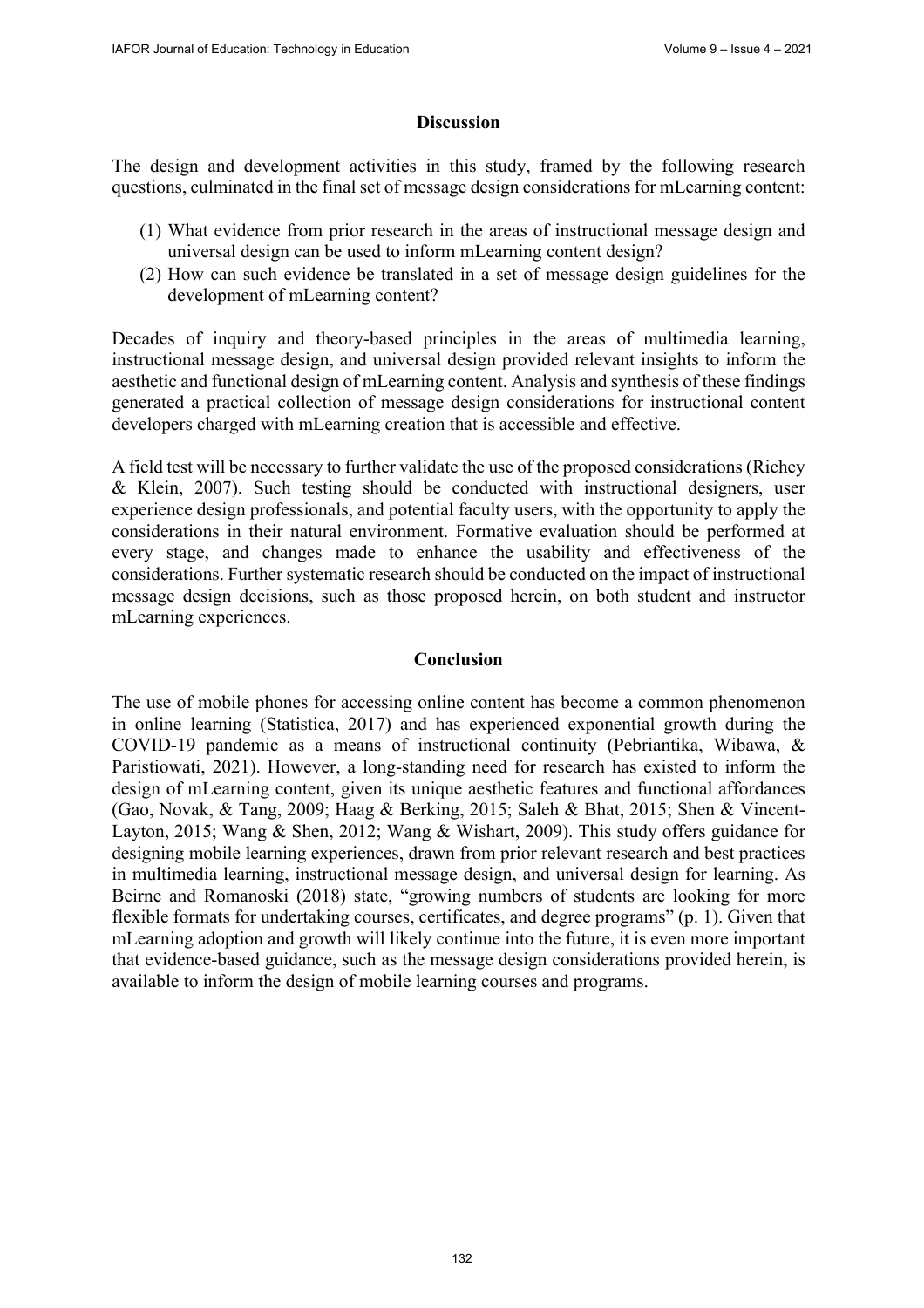## Discussion

The design and development activities in this study, framed by the following research questions, culminated in the final set of message design considerations for mLearning content:

(1) What evidence from prior research in the areas of instructional message design and universal design can be used to inform mLearning content design?
(2) How can such evidence be translated in a set of message design guidelines for the development of mLearning content?

Decades of inquiry and theory-based principles in the areas of multimedia learning, instructional message design, and universal design provided relevant insights to inform the aesthetic and functional design of mLearning content. Analysis and synthesis of these findings generated a practical collection of message design considerations for instructional content developers charged with mLearning creation that is accessible and effective.

A field test will be necessary to further validate the use of the proposed considerations (Richey & Klein, 2007). Such testing should be conducted with instructional designers, user experience design professionals, and potential faculty users, with the opportunity to apply the considerations in their natural environment. Formative evaluation should be performed at every stage, and changes made to enhance the usability and effectiveness of the considerations. Further systematic research should be conducted on the impact of instructional message design decisions, such as those proposed herein, on both student and instructor mLearning experiences.

## Conclusion

The use of mobile phones for accessing online content has become a common phenomenon in online learning (Statistica, 2017) and has experienced exponential growth during the COVID-19 pandemic as a means of instructional continuity (Pebriantika, Wibawa, & Paristiowati, 2021). However, a long-standing need for research has existed to inform the design of mLearning content, given its unique aesthetic features and functional affordances (Gao, Novak, & Tang, 2009; Haag & Berking, 2015; Saleh & Bhat, 2015; Shen & Vincent-Layton, 2015; Wang & Shen, 2012; Wang & Wishart, 2009). This study offers guidance for designing mobile learning experiences, drawn from prior relevant research and best practices in multimedia learning, instructional message design, and universal design for learning. As Beirne and Romanoski (2018) state, "growing numbers of students are looking for more flexible formats for undertaking courses, certificates, and degree programs" (p. 1). Given that mLearning adoption and growth will likely continue into the future, it is even more important that evidence-based guidance, such as the message design considerations provided herein, is available to inform the design of mobile learning courses and programs.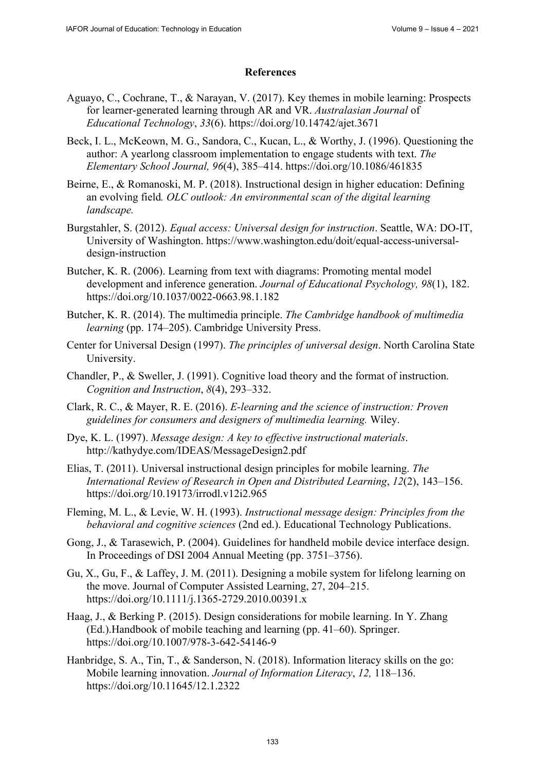## References

Aguayo, C., Cochrane, T., & Narayan, V. (2017). Key themes in mobile learning: Prospects for learner-generated learning through AR and VR. *Australasian Journal* of *Educational Technology*, *33*(6). https://doi.org/10.14742/ajet.3671

Beck, I. L., McKeown, M. G., Sandora, C., Kucan, L., & Worthy, J. (1996). Questioning the author: A yearlong classroom implementation to engage students with text. *The Elementary School Journal, 96*(4), 385–414. https://doi.org/10.1086/461835

Beirne, E., & Romanoski, M. P. (2018). Instructional design in higher education: Defining an evolving field*. OLC outlook: An environmental scan of the digital learning landscape.*

Burgstahler, S. (2012). *Equal access: Universal design for instruction*. Seattle, WA: DO-IT, University of Washington. https://www.washington.edu/doit/equal-access-universal-design-instruction

Butcher, K. R. (2006). Learning from text with diagrams: Promoting mental model development and inference generation. *Journal of Educational Psychology, 98*(1), 182. https://doi.org/10.1037/0022-0663.98.1.182

Butcher, K. R. (2014). The multimedia principle. *The Cambridge handbook of multimedia learning* (pp. 174–205). Cambridge University Press.

Center for Universal Design (1997). *The principles of universal design*. North Carolina State University.

Chandler, P., & Sweller, J. (1991). Cognitive load theory and the format of instruction. *Cognition and Instruction*, *8*(4), 293–332.

Clark, R. C., & Mayer, R. E. (2016). *E-learning and the science of instruction: Proven guidelines for consumers and designers of multimedia learning.* Wiley.

Dye, K. L. (1997). *Message design: A key to effective instructional materials*. http://kathydye.com/IDEAS/MessageDesign2.pdf

Elias, T. (2011). Universal instructional design principles for mobile learning. *The International Review of Research in Open and Distributed Learning*, *12*(2), 143–156. https://doi.org/10.19173/irrodl.v12i2.965

Fleming, M. L., & Levie, W. H. (1993). *Instructional message design: Principles from the behavioral and cognitive sciences* (2nd ed.). Educational Technology Publications.

Gong, J., & Tarasewich, P. (2004). Guidelines for handheld mobile device interface design. In Proceedings of DSI 2004 Annual Meeting (pp. 3751–3756).

Gu, X., Gu, F., & Laffey, J. M. (2011). Designing a mobile system for lifelong learning on the move. Journal of Computer Assisted Learning, 27, 204–215. https://doi.org/10.1111/j.1365-2729.2010.00391.x

Haag, J., & Berking P. (2015). Design considerations for mobile learning. In Y. Zhang (Ed.).Handbook of mobile teaching and learning (pp. 41–60). Springer. https://doi.org/10.1007/978-3-642-54146-9

Hanbridge, S. A., Tin, T., & Sanderson, N. (2018). Information literacy skills on the go: Mobile learning innovation. *Journal of Information Literacy*, *12,* 118–136. https://doi.org/10.11645/12.1.2322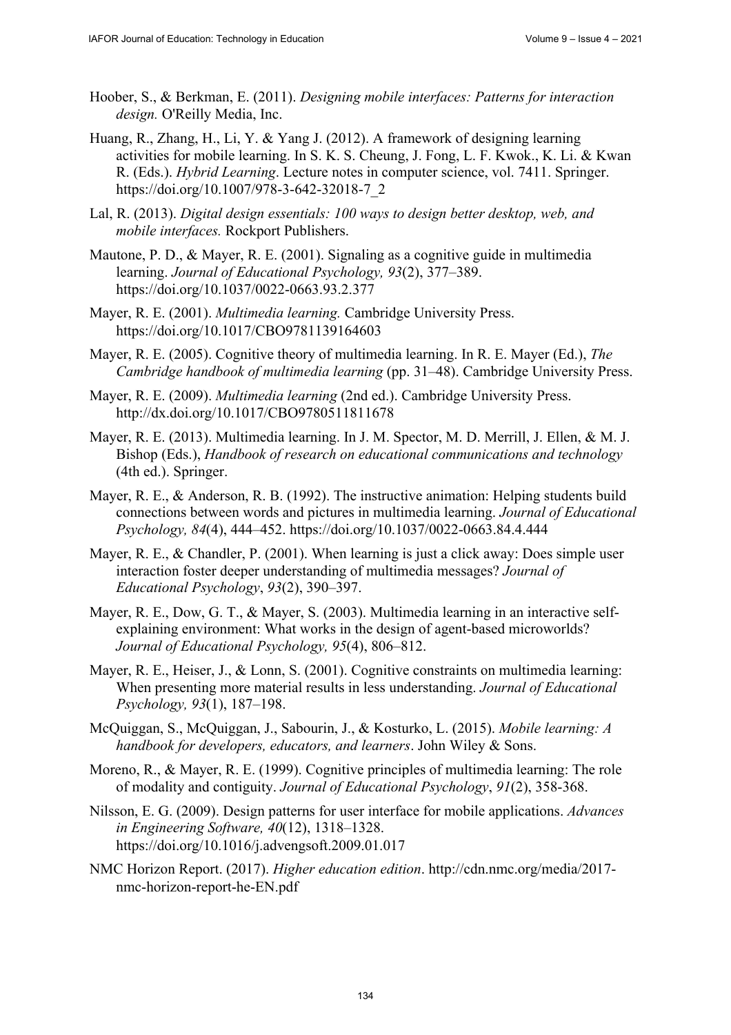Hoober, S., & Berkman, E. (2011). *Designing mobile interfaces: Patterns for interaction design.* O'Reilly Media, Inc.

Huang, R., Zhang, H., Li, Y. & Yang J. (2012). A framework of designing learning activities for mobile learning. In S. K. S. Cheung, J. Fong, L. F. Kwok., K. Li. & Kwan R. (Eds.). *Hybrid Learning*. Lecture notes in computer science, vol. 7411. Springer. https://doi.org/10.1007/978-3-642-32018-7_2

Lal, R. (2013). *Digital design essentials: 100 ways to design better desktop, web, and mobile interfaces.* Rockport Publishers.

Mautone, P. D., & Mayer, R. E. (2001). Signaling as a cognitive guide in multimedia learning. *Journal of Educational Psychology, 93*(2), 377–389. https://doi.org/10.1037/0022-0663.93.2.377

Mayer, R. E. (2001). *Multimedia learning.* Cambridge University Press. https://doi.org/10.1017/CBO9781139164603

Mayer, R. E. (2005). Cognitive theory of multimedia learning. In R. E. Mayer (Ed.), *The Cambridge handbook of multimedia learning* (pp. 31–48). Cambridge University Press.

Mayer, R. E. (2009). *Multimedia learning* (2nd ed.). Cambridge University Press. http://dx.doi.org/10.1017/CBO9780511811678

Mayer, R. E. (2013). Multimedia learning. In J. M. Spector, M. D. Merrill, J. Ellen, & M. J. Bishop (Eds.), *Handbook of research on educational communications and technology* (4th ed.). Springer.

Mayer, R. E., & Anderson, R. B. (1992). The instructive animation: Helping students build connections between words and pictures in multimedia learning. *Journal of Educational Psychology, 84*(4), 444–452. https://doi.org/10.1037/0022-0663.84.4.444

Mayer, R. E., & Chandler, P. (2001). When learning is just a click away: Does simple user interaction foster deeper understanding of multimedia messages? *Journal of Educational Psychology*, *93*(2), 390–397.

Mayer, R. E., Dow, G. T., & Mayer, S. (2003). Multimedia learning in an interactive self-explaining environment: What works in the design of agent-based microworlds? *Journal of Educational Psychology, 95*(4), 806–812.

Mayer, R. E., Heiser, J., & Lonn, S. (2001). Cognitive constraints on multimedia learning: When presenting more material results in less understanding. *Journal of Educational Psychology, 93*(1), 187–198.

McQuiggan, S., McQuiggan, J., Sabourin, J., & Kosturko, L. (2015). *Mobile learning: A handbook for developers, educators, and learners*. John Wiley & Sons.

Moreno, R., & Mayer, R. E. (1999). Cognitive principles of multimedia learning: The role of modality and contiguity. *Journal of Educational Psychology*, *91*(2), 358-368.

Nilsson, E. G. (2009). Design patterns for user interface for mobile applications. *Advances in Engineering Software, 40*(12), 1318–1328. https://doi.org/10.1016/j.advengsoft.2009.01.017

NMC Horizon Report. (2017). *Higher education edition*. http://cdn.nmc.org/media/2017-nmc-horizon-report-he-EN.pdf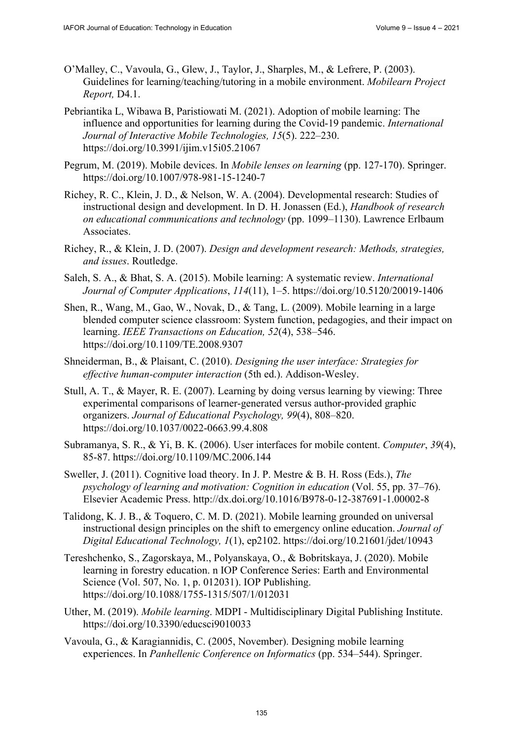O'Malley, C., Vavoula, G., Glew, J., Taylor, J., Sharples, M., & Lefrere, P. (2003). Guidelines for learning/teaching/tutoring in a mobile environment. *Mobilearn Project Report,* D4.1.

Pebriantika L, Wibawa B, Paristiowati M. (2021). Adoption of mobile learning: The influence and opportunities for learning during the Covid-19 pandemic. *International Journal of Interactive Mobile Technologies, 15*(5). 222–230. https://doi.org/10.3991/ijim.v15i05.21067

Pegrum, M. (2019). Mobile devices. In *Mobile lenses on learning* (pp. 127-170). Springer. https://doi.org/10.1007/978-981-15-1240-7

Richey, R. C., Klein, J. D., & Nelson, W. A. (2004). Developmental research: Studies of instructional design and development. In D. H. Jonassen (Ed.), *Handbook of research on educational communications and technology* (pp. 1099–1130). Lawrence Erlbaum Associates.

Richey, R., & Klein, J. D. (2007). *Design and development research: Methods, strategies, and issues*. Routledge.

Saleh, S. A., & Bhat, S. A. (2015). Mobile learning: A systematic review. *International Journal of Computer Applications*, *114*(11), 1–5. https://doi.org/10.5120/20019-1406

Shen, R., Wang, M., Gao, W., Novak, D., & Tang, L. (2009). Mobile learning in a large blended computer science classroom: System function, pedagogies, and their impact on learning. *IEEE Transactions on Education, 52*(4), 538–546. https://doi.org/10.1109/TE.2008.9307

Shneiderman, B., & Plaisant, C. (2010). *Designing the user interface: Strategies for effective human-computer interaction* (5th ed.). Addison-Wesley.

Stull, A. T., & Mayer, R. E. (2007). Learning by doing versus learning by viewing: Three experimental comparisons of learner-generated versus author-provided graphic organizers. *Journal of Educational Psychology, 99*(4), 808–820. https://doi.org/10.1037/0022-0663.99.4.808

Subramanya, S. R., & Yi, B. K. (2006). User interfaces for mobile content. *Computer*, *39*(4), 85-87. https://doi.org/10.1109/MC.2006.144

Sweller, J. (2011). Cognitive load theory. In J. P. Mestre & B. H. Ross (Eds.), *The psychology of learning and motivation: Cognition in education* (Vol. 55, pp. 37–76). Elsevier Academic Press. http://dx.doi.org/10.1016/B978-0-12-387691-1.00002-8

Talidong, K. J. B., & Toquero, C. M. D. (2021). Mobile learning grounded on universal instructional design principles on the shift to emergency online education. *Journal of Digital Educational Technology, 1*(1), ep2102. https://doi.org/10.21601/jdet/10943

Tereshchenko, S., Zagorskaya, M., Polyanskaya, O., & Bobritskaya, J. (2020). Mobile learning in forestry education. n IOP Conference Series: Earth and Environmental Science (Vol. 507, No. 1, p. 012031). IOP Publishing. https://doi.org/10.1088/1755-1315/507/1/012031

Uther, M. (2019). *Mobile learning*. MDPI - Multidisciplinary Digital Publishing Institute. https://doi.org/10.3390/educsci9010033

Vavoula, G., & Karagiannidis, C. (2005, November). Designing mobile learning experiences. In *Panhellenic Conference on Informatics* (pp. 534–544). Springer.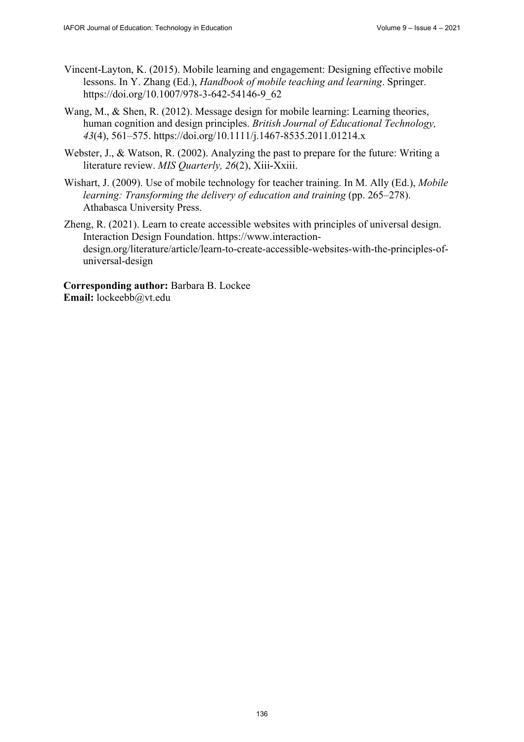Vincent-Layton, K. (2015). Mobile learning and engagement: Designing effective mobile lessons. In Y. Zhang (Ed.), *Handbook of mobile teaching and learning*. Springer. https://doi.org/10.1007/978-3-642-54146-9_62

Wang, M., & Shen, R. (2012). Message design for mobile learning: Learning theories, human cognition and design principles. *British Journal of Educational Technology, 43*(4), 561–575. https://doi.org/10.1111/j.1467-8535.2011.01214.x

Webster, J., & Watson, R. (2002). Analyzing the past to prepare for the future: Writing a literature review. *MIS Quarterly, 26*(2), Xiii-Xxiii.

Wishart, J. (2009). Use of mobile technology for teacher training. In M. Ally (Ed.), *Mobile learning: Transforming the delivery of education and training* (pp. 265–278). Athabasca University Press.

Zheng, R. (2021). Learn to create accessible websites with principles of universal design. Interaction Design Foundation. https://www.interaction-design.org/literature/article/learn-to-create-accessible-websites-with-the-principles-of-universal-design

**Corresponding author:** Barbara B. Lockee
**Email:** lockeebb@vt.edu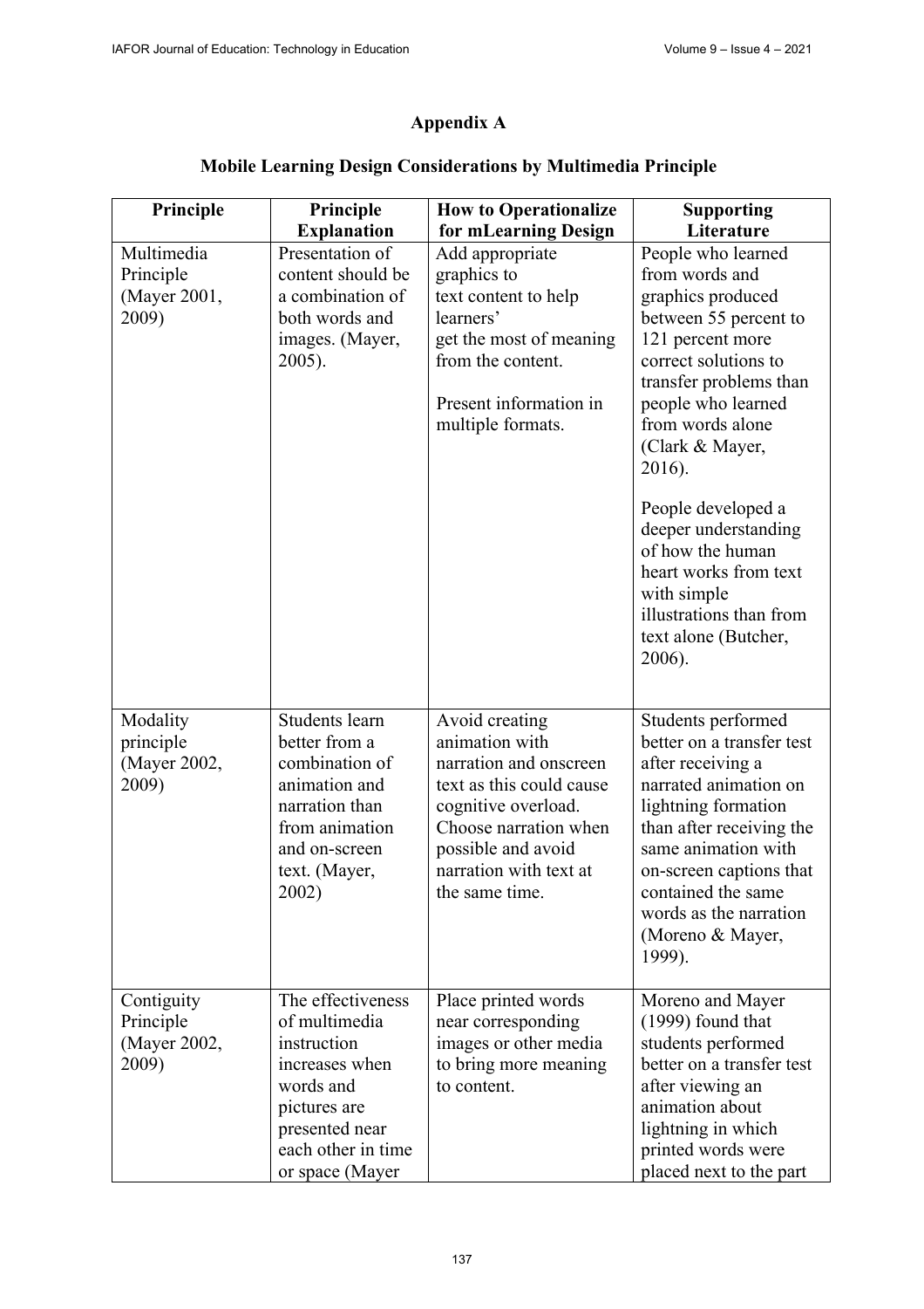## Appendix A

## Mobile Learning Design Considerations by Multimedia Principle

| Principle | Principle Explanation | How to Operationalize for mLearning Design | Supporting Literature |
|---|---|---|---|
| Multimedia Principle (Mayer 2001, 2009) | Presentation of content should be a combination of both words and images. (Mayer, 2005). | Add appropriate graphics to text content to help learners' get the most of meaning from the content.<br><br>Present information in multiple formats. | People who learned from words and graphics produced between 55 percent to 121 percent more correct solutions to transfer problems than people who learned from words alone (Clark & Mayer, 2016).<br><br>People developed a deeper understanding of how the human heart works from text with simple illustrations than from text alone (Butcher, 2006). |
| Modality principle (Mayer 2002, 2009) | Students learn better from a combination of animation and narration than from animation and on-screen text. (Mayer, 2002) | Avoid creating animation with narration and onscreen text as this could cause cognitive overload. Choose narration when possible and avoid narration with text at the same time. | Students performed better on a transfer test after receiving a narrated animation on lightning formation than after receiving the same animation with on-screen captions that contained the same words as the narration (Moreno & Mayer, 1999). |
| Contiguity Principle (Mayer 2002, 2009) | The effectiveness of multimedia instruction increases when words and pictures are presented near each other in time or space (Mayer | Place printed words near corresponding images or other media to bring more meaning to content. | Moreno and Mayer (1999) found that students performed better on a transfer test after viewing an animation about lightning in which printed words were placed next to the part |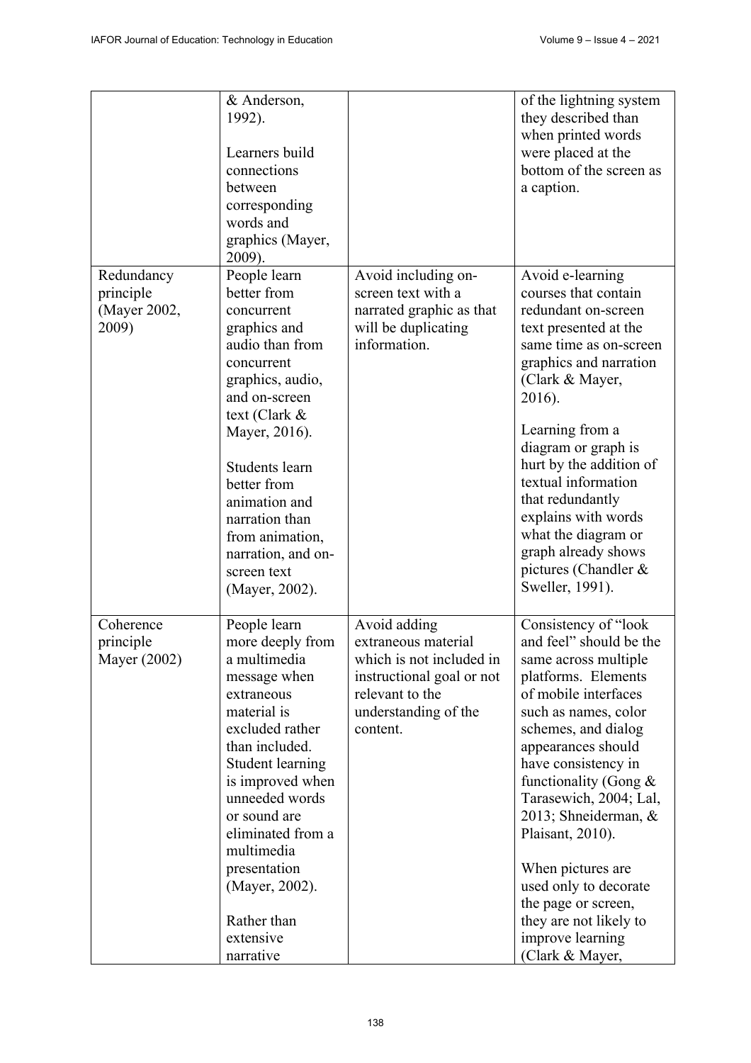| | & Anderson, 1992).<br><br>Learners build connections between corresponding words and graphics (Mayer, 2009). | | of the lightning system they described than when printed words were placed at the bottom of the screen as a caption. |
|---|---|---|---|
| Redundancy principle (Mayer 2002, 2009) | People learn better from concurrent graphics and audio than from concurrent graphics, audio, and on-screen text (Clark & Mayer, 2016).<br><br>Students learn better from animation and narration than from animation, narration, and on-screen text (Mayer, 2002). | Avoid including on-screen text with a narrated graphic as that will be duplicating information. | Avoid e-learning courses that contain redundant on-screen text presented at the same time as on-screen graphics and narration (Clark & Mayer, 2016).<br><br>Learning from a diagram or graph is hurt by the addition of textual information that redundantly explains with words what the diagram or graph already shows pictures (Chandler & Sweller, 1991). |
| Coherence principle Mayer (2002) | People learn more deeply from a multimedia message when extraneous material is excluded rather than included. Student learning is improved when unneeded words or sound are eliminated from a multimedia presentation (Mayer, 2002).<br><br>Rather than extensive narrative | Avoid adding extraneous material which is not included in instructional goal or not relevant to the understanding of the content. | Consistency of "look and feel" should be the same across multiple platforms. Elements of mobile interfaces such as names, color schemes, and dialog appearances should have consistency in functionality (Gong & Tarasewich, 2004; Lal, 2013; Shneiderman, & Plaisant, 2010).<br><br>When pictures are used only to decorate the page or screen, they are not likely to improve learning (Clark & Mayer, |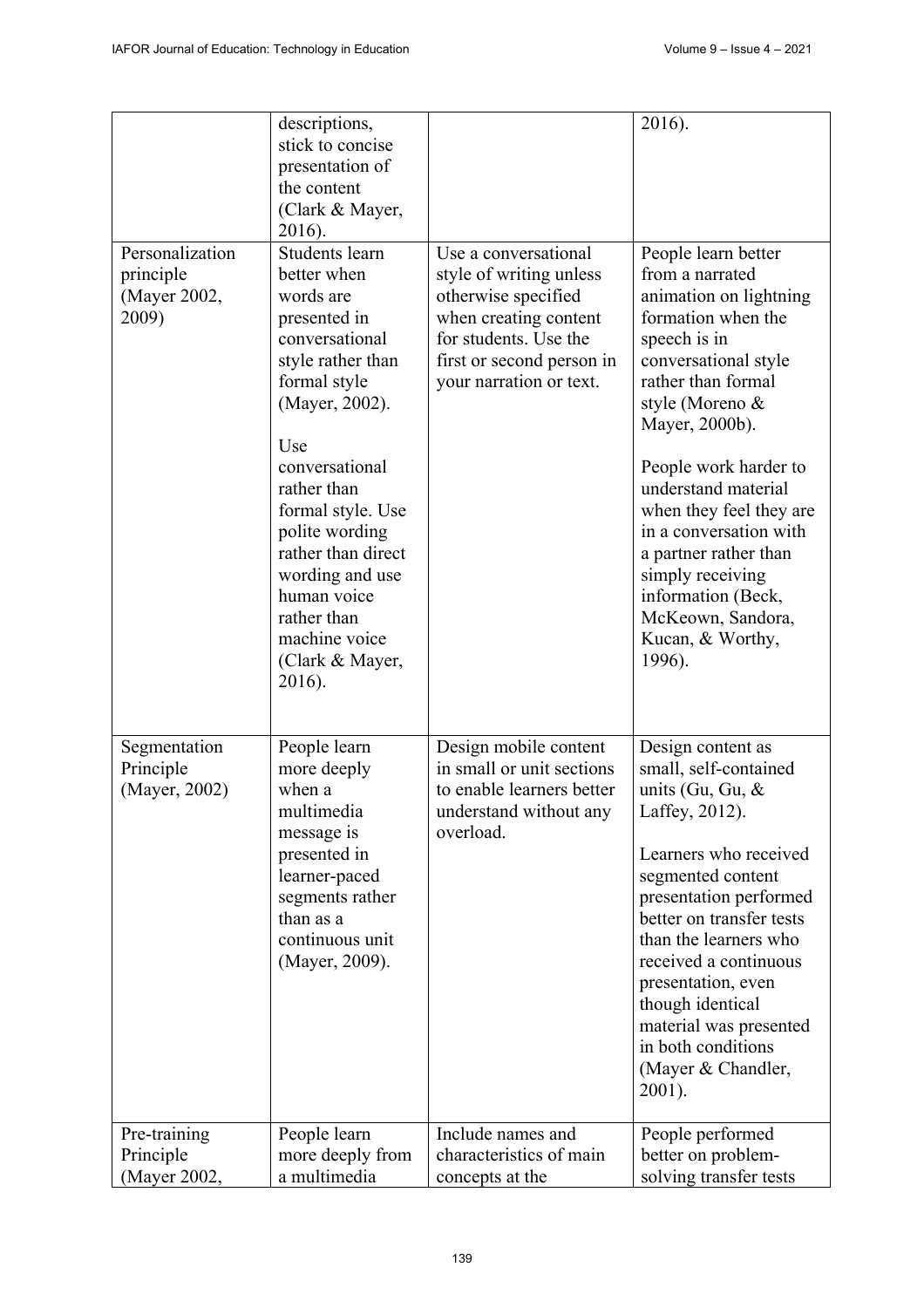|  | descriptions, stick to concise presentation of the content (Clark & Mayer, 2016). |  | 2016). |
| --- | --- | --- | --- |
| Personalization principle (Mayer 2002, 2009) | Students learn better when words are presented in conversational style rather than formal style (Mayer, 2002).<br><br>Use conversational rather than formal style. Use polite wording rather than direct wording and use human voice rather than machine voice (Clark & Mayer, 2016). | Use a conversational style of writing unless otherwise specified when creating content for students. Use the first or second person in your narration or text. | People learn better from a narrated animation on lightning formation when the speech is in conversational style rather than formal style (Moreno & Mayer, 2000b).<br><br>People work harder to understand material when they feel they are in a conversation with a partner rather than simply receiving information (Beck, McKeown, Sandora, Kucan, & Worthy, 1996). |
| Segmentation Principle (Mayer, 2002) | People learn more deeply when a multimedia message is presented in learner-paced segments rather than as a continuous unit (Mayer, 2009). | Design mobile content in small or unit sections to enable learners better understand without any overload. | Design content as small, self-contained units (Gu, Gu, & Laffey, 2012).<br><br>Learners who received segmented content presentation performed better on transfer tests than the learners who received a continuous presentation, even though identical material was presented in both conditions (Mayer & Chandler, 2001). |
| Pre-training Principle (Mayer 2002, | People learn more deeply from a multimedia | Include names and characteristics of main concepts at the | People performed better on problem-solving transfer tests |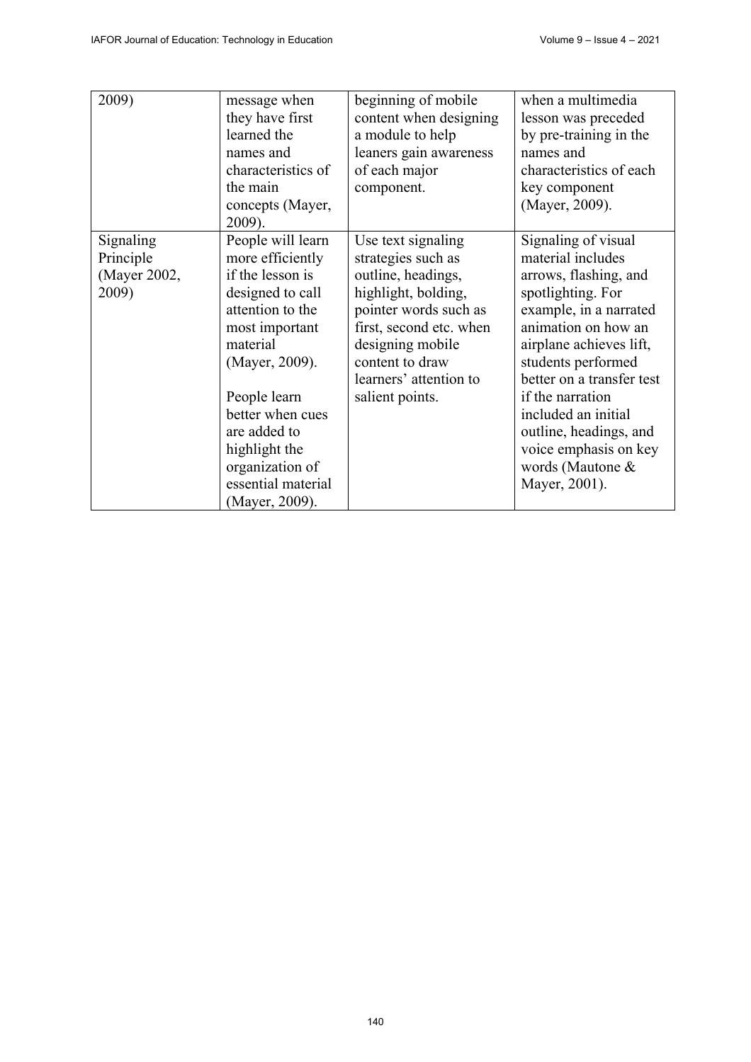| | | | |
|---|---|---|---|
| 2009) | message when they have first learned the names and characteristics of the main concepts (Mayer, 2009). | beginning of mobile content when designing a module to help leaners gain awareness of each major component. | when a multimedia lesson was preceded by pre-training in the names and characteristics of each key component (Mayer, 2009). |
| Signaling Principle (Mayer 2002, 2009) | People will learn more efficiently if the lesson is designed to call attention to the most important material (Mayer, 2009).<br><br>People learn better when cues are added to highlight the organization of essential material (Mayer, 2009). | Use text signaling strategies such as outline, headings, highlight, bolding, pointer words such as first, second etc. when designing mobile content to draw learners' attention to salient points. | Signaling of visual material includes arrows, flashing, and spotlighting. For example, in a narrated animation on how an airplane achieves lift, students performed better on a transfer test if the narration included an initial outline, headings, and voice emphasis on key words (Mautone & Mayer, 2001). |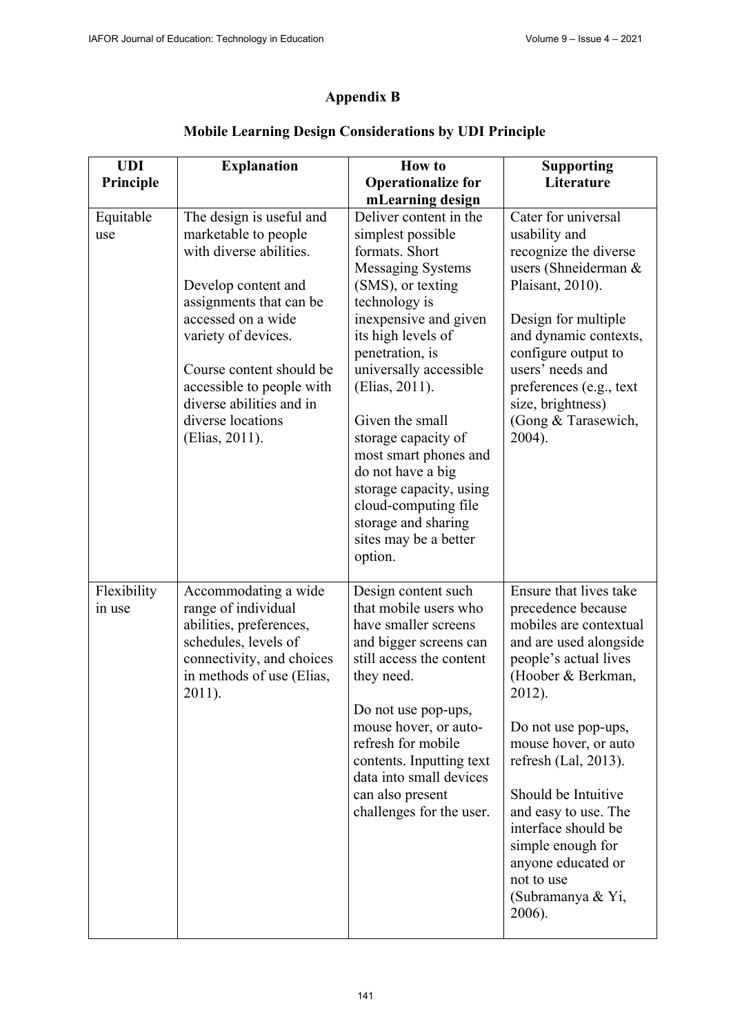## Appendix B

### Mobile Learning Design Considerations by UDI Principle

| UDI Principle | Explanation | How to Operationalize for mLearning design | Supporting Literature |
|---|---|---|---|
| Equitable use | The design is useful and marketable to people with diverse abilities.<br><br>Develop content and assignments that can be accessed on a wide variety of devices.<br><br>Course content should be accessible to people with diverse abilities and in diverse locations (Elias, 2011). | Deliver content in the simplest possible formats. Short Messaging Systems (SMS), or texting technology is inexpensive and given its high levels of penetration, is universally accessible (Elias, 2011).<br><br>Given the small storage capacity of most smart phones and do not have a big storage capacity, using cloud-computing file storage and sharing sites may be a better option. | Cater for universal usability and recognize the diverse users (Shneiderman & Plaisant, 2010).<br><br>Design for multiple and dynamic contexts, configure output to users' needs and preferences (e.g., text size, brightness) (Gong & Tarasewich, 2004). |
| Flexibility in use | Accommodating a wide range of individual abilities, preferences, schedules, levels of connectivity, and choices in methods of use (Elias, 2011). | Design content such that mobile users who have smaller screens and bigger screens can still access the content they need.<br><br>Do not use pop-ups, mouse hover, or auto-refresh for mobile contents. Inputting text data into small devices can also present challenges for the user. | Ensure that lives take precedence because mobiles are contextual and are used alongside people's actual lives (Hoober & Berkman, 2012).<br><br>Do not use pop-ups, mouse hover, or auto refresh (Lal, 2013).<br><br>Should be Intuitive and easy to use. The interface should be simple enough for anyone educated or not to use (Subramanya & Yi, 2006). |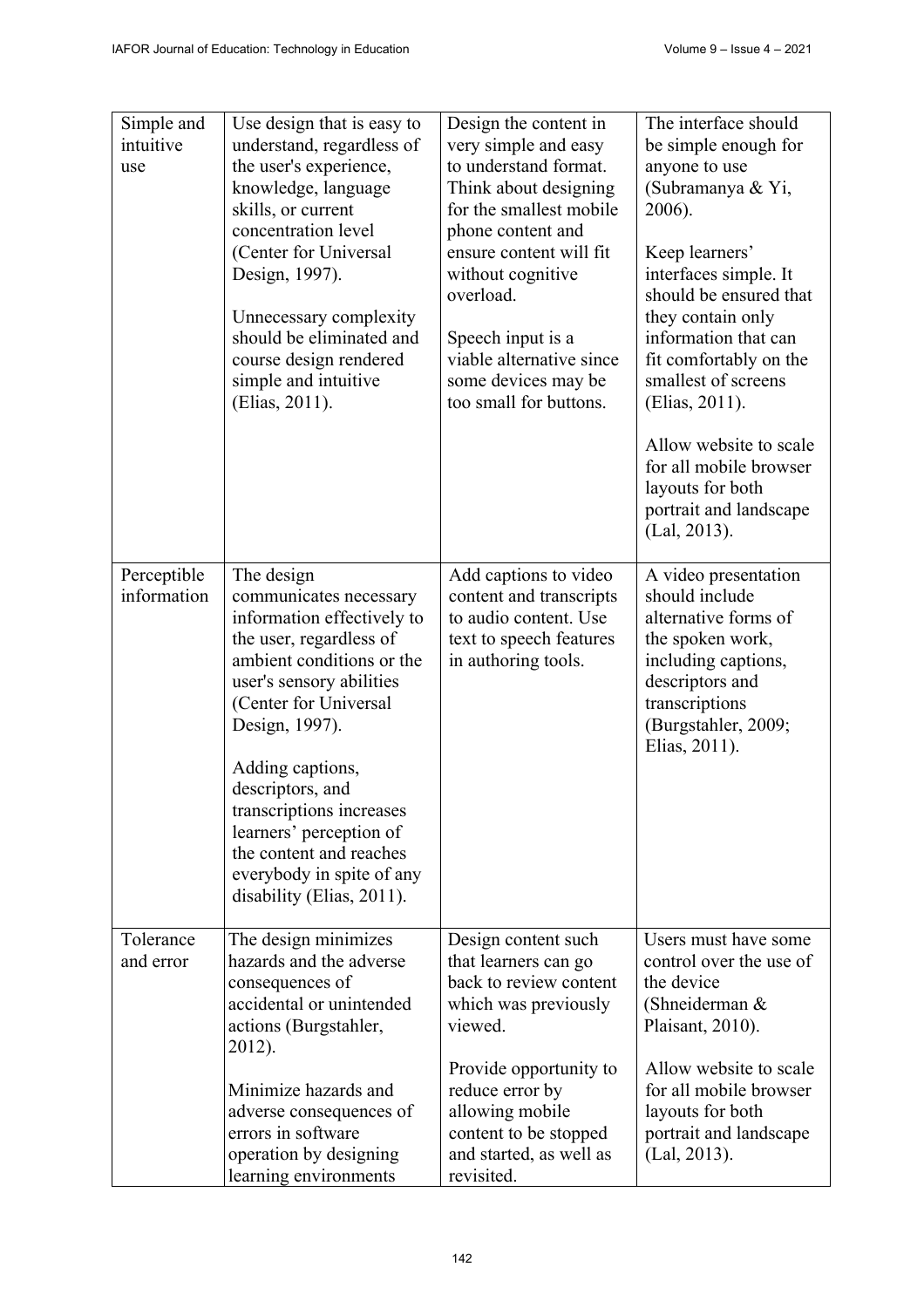| | | | |
|---|---|---|---|
| Simple and intuitive use | Use design that is easy to understand, regardless of the user's experience, knowledge, language skills, or current concentration level (Center for Universal Design, 1997).<br><br>Unnecessary complexity should be eliminated and course design rendered simple and intuitive (Elias, 2011). | Design the content in very simple and easy to understand format. Think about designing for the smallest mobile phone content and ensure content will fit without cognitive overload.<br><br>Speech input is a viable alternative since some devices may be too small for buttons. | The interface should be simple enough for anyone to use (Subramanya & Yi, 2006).<br><br>Keep learners' interfaces simple. It should be ensured that they contain only information that can fit comfortably on the smallest of screens (Elias, 2011).<br><br>Allow website to scale for all mobile browser layouts for both portrait and landscape (Lal, 2013). |
| Perceptible information | The design communicates necessary information effectively to the user, regardless of ambient conditions or the user's sensory abilities (Center for Universal Design, 1997).<br><br>Adding captions, descriptors, and transcriptions increases learners' perception of the content and reaches everybody in spite of any disability (Elias, 2011). | Add captions to video content and transcripts to audio content. Use text to speech features in authoring tools. | A video presentation should include alternative forms of the spoken work, including captions, descriptors and transcriptions (Burgstahler, 2009; Elias, 2011). |
| Tolerance and error | The design minimizes hazards and the adverse consequences of accidental or unintended actions (Burgstahler, 2012).<br><br>Minimize hazards and adverse consequences of errors in software operation by designing learning environments | Design content such that learners can go back to review content which was previously viewed.<br><br>Provide opportunity to reduce error by allowing mobile content to be stopped and started, as well as revisited. | Users must have some control over the use of the device (Shneiderman & Plaisant, 2010).<br><br>Allow website to scale for all mobile browser layouts for both portrait and landscape (Lal, 2013). |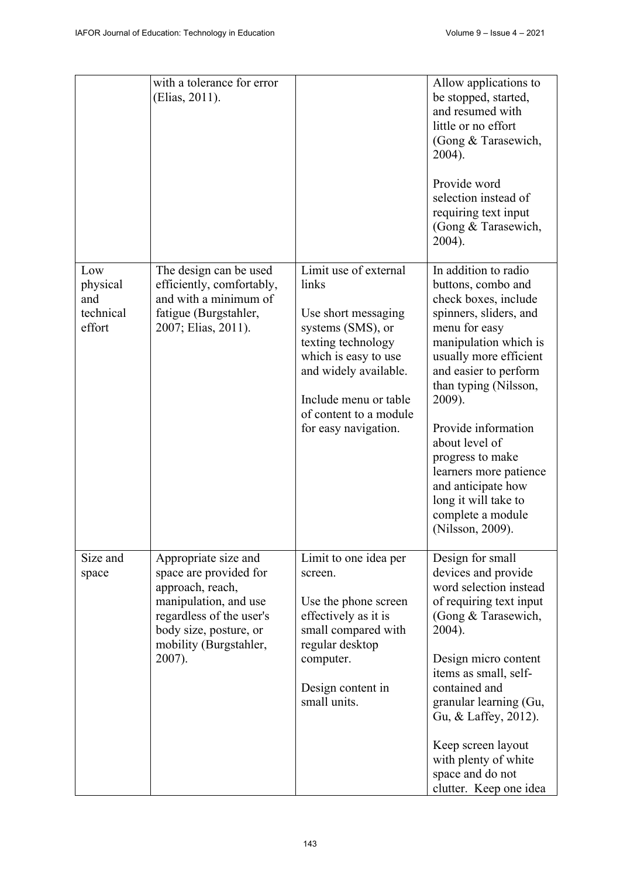|  | with a tolerance for error (Elias, 2011). |  | Allow applications to be stopped, started, and resumed with little or no effort (Gong & Tarasewich, 2004).<br><br>Provide word selection instead of requiring text input (Gong & Tarasewich, 2004). |
|---|---|---|---|
| Low physical and technical effort | The design can be used efficiently, comfortably, and with a minimum of fatigue (Burgstahler, 2007; Elias, 2011). | Limit use of external links<br><br>Use short messaging systems (SMS), or texting technology which is easy to use and widely available.<br><br>Include menu or table of content to a module for easy navigation. | In addition to radio buttons, combo and check boxes, include spinners, sliders, and menu for easy manipulation which is usually more efficient and easier to perform than typing (Nilsson, 2009).<br><br>Provide information about level of progress to make learners more patience and anticipate how long it will take to complete a module (Nilsson, 2009). |
| Size and space | Appropriate size and space are provided for approach, reach, manipulation, and use regardless of the user's body size, posture, or mobility (Burgstahler, 2007). | Limit to one idea per screen.<br><br>Use the phone screen effectively as it is small compared with regular desktop computer.<br><br>Design content in small units. | Design for small devices and provide word selection instead of requiring text input (Gong & Tarasewich, 2004).<br><br>Design micro content items as small, self-contained and granular learning (Gu, Gu, & Laffey, 2012).<br><br>Keep screen layout with plenty of white space and do not clutter. Keep one idea |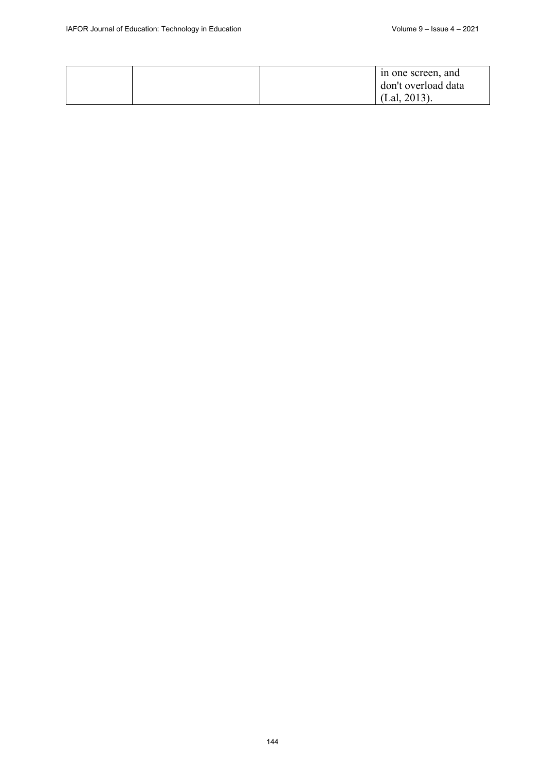| | | | |
|---|---|---|---|
| | | | in one screen, and don't overload data (Lal, 2013). |